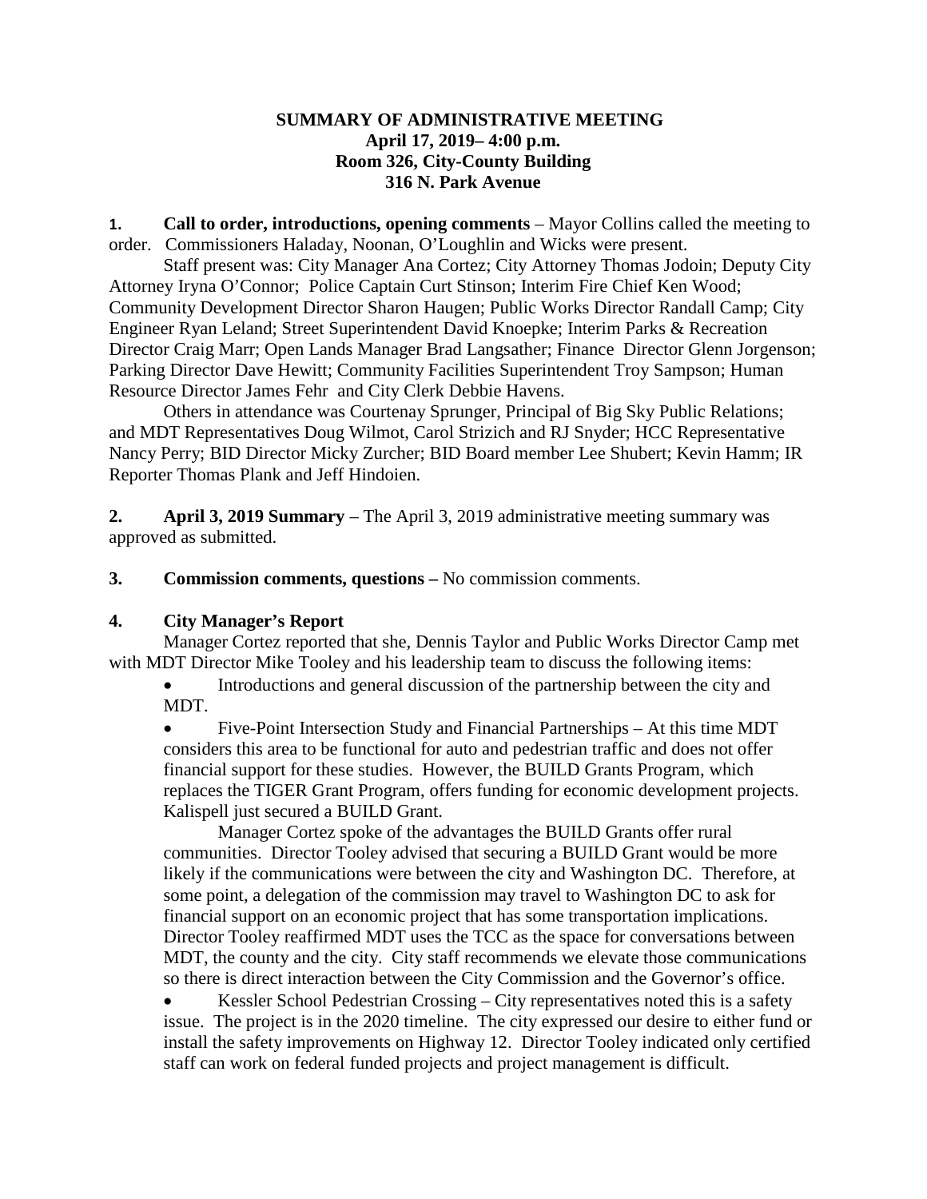**SUMMARY OF ADMINISTRATIVE MEETING**
**April 17, 2019– 4:00 p.m.**
**Room 326, City-County Building**
**316 N. Park Avenue**

**1. Call to order, introductions, opening comments** – Mayor Collins called the meeting to order. Commissioners Haladay, Noonan, O'Loughlin and Wicks were present.

Staff present was: City Manager Ana Cortez; City Attorney Thomas Jodoin; Deputy City Attorney Iryna O'Connor; Police Captain Curt Stinson; Interim Fire Chief Ken Wood; Community Development Director Sharon Haugen; Public Works Director Randall Camp; City Engineer Ryan Leland; Street Superintendent David Knoepke; Interim Parks & Recreation Director Craig Marr; Open Lands Manager Brad Langsather; Finance Director Glenn Jorgenson; Parking Director Dave Hewitt; Community Facilities Superintendent Troy Sampson; Human Resource Director James Fehr and City Clerk Debbie Havens.

Others in attendance was Courtenay Sprunger, Principal of Big Sky Public Relations; and MDT Representatives Doug Wilmot, Carol Strizich and RJ Snyder; HCC Representative Nancy Perry; BID Director Micky Zurcher; BID Board member Lee Shubert; Kevin Hamm; IR Reporter Thomas Plank and Jeff Hindoien.

**2. April 3, 2019 Summary** – The April 3, 2019 administrative meeting summary was approved as submitted.

**3. Commission comments, questions –** No commission comments.

**4. City Manager's Report**

Manager Cortez reported that she, Dennis Taylor and Public Works Director Camp met with MDT Director Mike Tooley and his leadership team to discuss the following items:

- Introductions and general discussion of the partnership between the city and MDT.
- Five-Point Intersection Study and Financial Partnerships – At this time MDT considers this area to be functional for auto and pedestrian traffic and does not offer financial support for these studies. However, the BUILD Grants Program, which replaces the TIGER Grant Program, offers funding for economic development projects. Kalispell just secured a BUILD Grant.

  Manager Cortez spoke of the advantages the BUILD Grants offer rural communities. Director Tooley advised that securing a BUILD Grant would be more likely if the communications were between the city and Washington DC. Therefore, at some point, a delegation of the commission may travel to Washington DC to ask for financial support on an economic project that has some transportation implications. Director Tooley reaffirmed MDT uses the TCC as the space for conversations between MDT, the county and the city. City staff recommends we elevate those communications so there is direct interaction between the City Commission and the Governor's office.
- Kessler School Pedestrian Crossing – City representatives noted this is a safety issue. The project is in the 2020 timeline. The city expressed our desire to either fund or install the safety improvements on Highway 12. Director Tooley indicated only certified staff can work on federal funded projects and project management is difficult.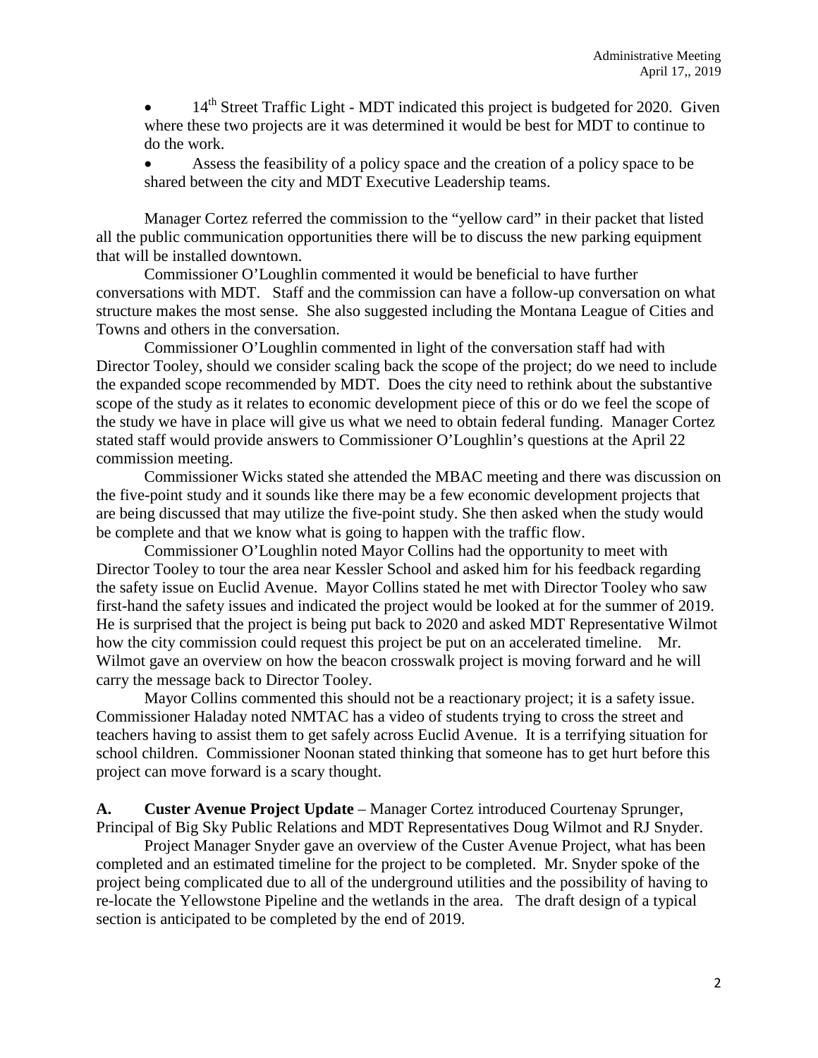- 14th Street Traffic Light - MDT indicated this project is budgeted for 2020. Given where these two projects are it was determined it would be best for MDT to continue to do the work.
- Assess the feasibility of a policy space and the creation of a policy space to be shared between the city and MDT Executive Leadership teams.

Manager Cortez referred the commission to the "yellow card" in their packet that listed all the public communication opportunities there will be to discuss the new parking equipment that will be installed downtown.

Commissioner O'Loughlin commented it would be beneficial to have further conversations with MDT. Staff and the commission can have a follow-up conversation on what structure makes the most sense. She also suggested including the Montana League of Cities and Towns and others in the conversation.

Commissioner O'Loughlin commented in light of the conversation staff had with Director Tooley, should we consider scaling back the scope of the project; do we need to include the expanded scope recommended by MDT. Does the city need to rethink about the substantive scope of the study as it relates to economic development piece of this or do we feel the scope of the study we have in place will give us what we need to obtain federal funding. Manager Cortez stated staff would provide answers to Commissioner O'Loughlin's questions at the April 22 commission meeting.

Commissioner Wicks stated she attended the MBAC meeting and there was discussion on the five-point study and it sounds like there may be a few economic development projects that are being discussed that may utilize the five-point study. She then asked when the study would be complete and that we know what is going to happen with the traffic flow.

Commissioner O'Loughlin noted Mayor Collins had the opportunity to meet with Director Tooley to tour the area near Kessler School and asked him for his feedback regarding the safety issue on Euclid Avenue. Mayor Collins stated he met with Director Tooley who saw first-hand the safety issues and indicated the project would be looked at for the summer of 2019. He is surprised that the project is being put back to 2020 and asked MDT Representative Wilmot how the city commission could request this project be put on an accelerated timeline. Mr. Wilmot gave an overview on how the beacon crosswalk project is moving forward and he will carry the message back to Director Tooley.

Mayor Collins commented this should not be a reactionary project; it is a safety issue. Commissioner Haladay noted NMTAC has a video of students trying to cross the street and teachers having to assist them to get safely across Euclid Avenue. It is a terrifying situation for school children. Commissioner Noonan stated thinking that someone has to get hurt before this project can move forward is a scary thought.

**A. Custer Avenue Project Update** – Manager Cortez introduced Courtenay Sprunger, Principal of Big Sky Public Relations and MDT Representatives Doug Wilmot and RJ Snyder.

Project Manager Snyder gave an overview of the Custer Avenue Project, what has been completed and an estimated timeline for the project to be completed. Mr. Snyder spoke of the project being complicated due to all of the underground utilities and the possibility of having to re-locate the Yellowstone Pipeline and the wetlands in the area. The draft design of a typical section is anticipated to be completed by the end of 2019.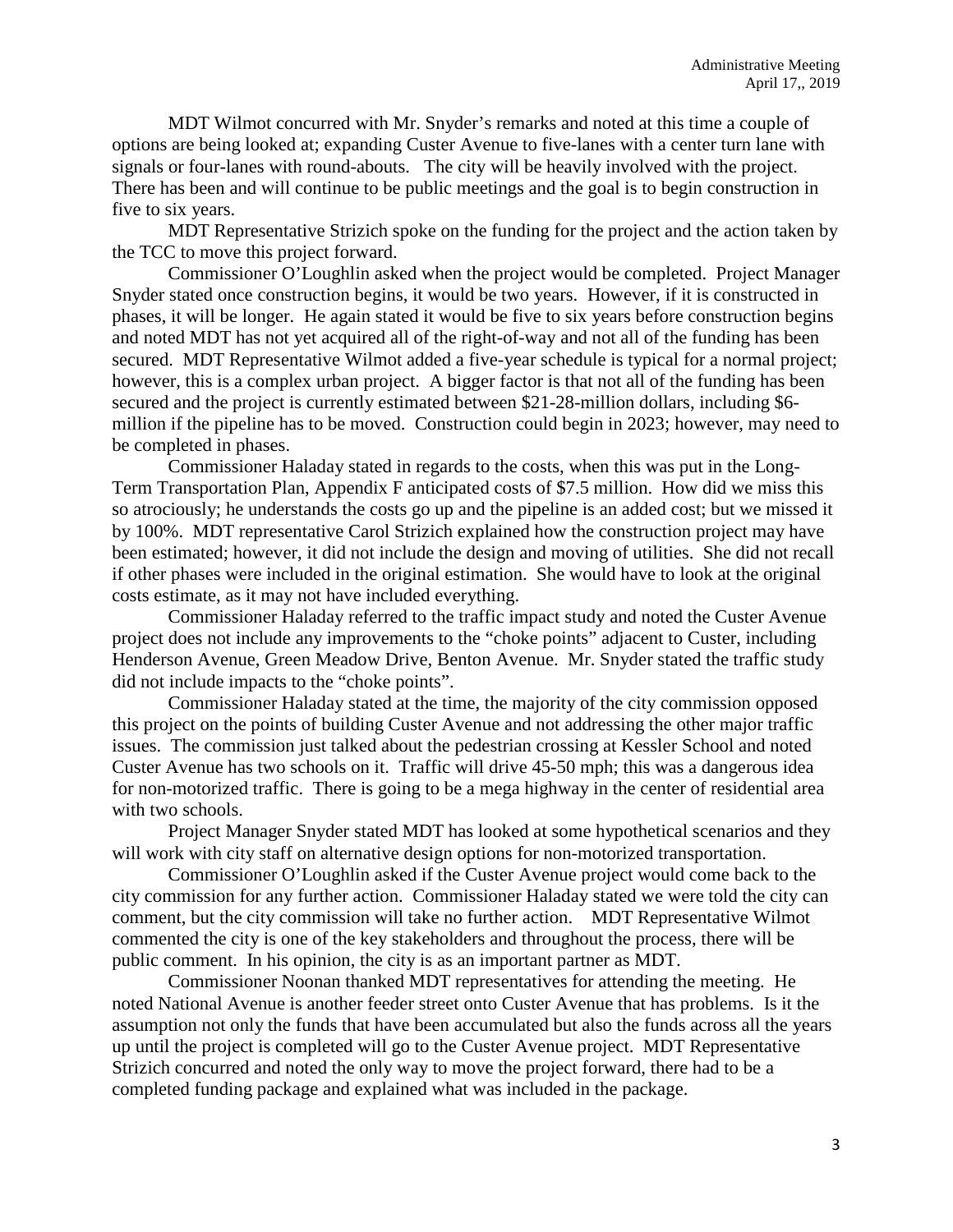MDT Wilmot concurred with Mr. Snyder's remarks and noted at this time a couple of options are being looked at; expanding Custer Avenue to five-lanes with a center turn lane with signals or four-lanes with round-abouts. The city will be heavily involved with the project. There has been and will continue to be public meetings and the goal is to begin construction in five to six years.

MDT Representative Strizich spoke on the funding for the project and the action taken by the TCC to move this project forward.

Commissioner O'Loughlin asked when the project would be completed. Project Manager Snyder stated once construction begins, it would be two years. However, if it is constructed in phases, it will be longer. He again stated it would be five to six years before construction begins and noted MDT has not yet acquired all of the right-of-way and not all of the funding has been secured. MDT Representative Wilmot added a five-year schedule is typical for a normal project; however, this is a complex urban project. A bigger factor is that not all of the funding has been secured and the project is currently estimated between $21-28-million dollars, including $6-million if the pipeline has to be moved. Construction could begin in 2023; however, may need to be completed in phases.

Commissioner Haladay stated in regards to the costs, when this was put in the Long-Term Transportation Plan, Appendix F anticipated costs of $7.5 million. How did we miss this so atrociously; he understands the costs go up and the pipeline is an added cost; but we missed it by 100%. MDT representative Carol Strizich explained how the construction project may have been estimated; however, it did not include the design and moving of utilities. She did not recall if other phases were included in the original estimation. She would have to look at the original costs estimate, as it may not have included everything.

Commissioner Haladay referred to the traffic impact study and noted the Custer Avenue project does not include any improvements to the "choke points" adjacent to Custer, including Henderson Avenue, Green Meadow Drive, Benton Avenue. Mr. Snyder stated the traffic study did not include impacts to the "choke points".

Commissioner Haladay stated at the time, the majority of the city commission opposed this project on the points of building Custer Avenue and not addressing the other major traffic issues. The commission just talked about the pedestrian crossing at Kessler School and noted Custer Avenue has two schools on it. Traffic will drive 45-50 mph; this was a dangerous idea for non-motorized traffic. There is going to be a mega highway in the center of residential area with two schools.

Project Manager Snyder stated MDT has looked at some hypothetical scenarios and they will work with city staff on alternative design options for non-motorized transportation.

Commissioner O'Loughlin asked if the Custer Avenue project would come back to the city commission for any further action. Commissioner Haladay stated we were told the city can comment, but the city commission will take no further action. MDT Representative Wilmot commented the city is one of the key stakeholders and throughout the process, there will be public comment. In his opinion, the city is as an important partner as MDT.

Commissioner Noonan thanked MDT representatives for attending the meeting. He noted National Avenue is another feeder street onto Custer Avenue that has problems. Is it the assumption not only the funds that have been accumulated but also the funds across all the years up until the project is completed will go to the Custer Avenue project. MDT Representative Strizich concurred and noted the only way to move the project forward, there had to be a completed funding package and explained what was included in the package.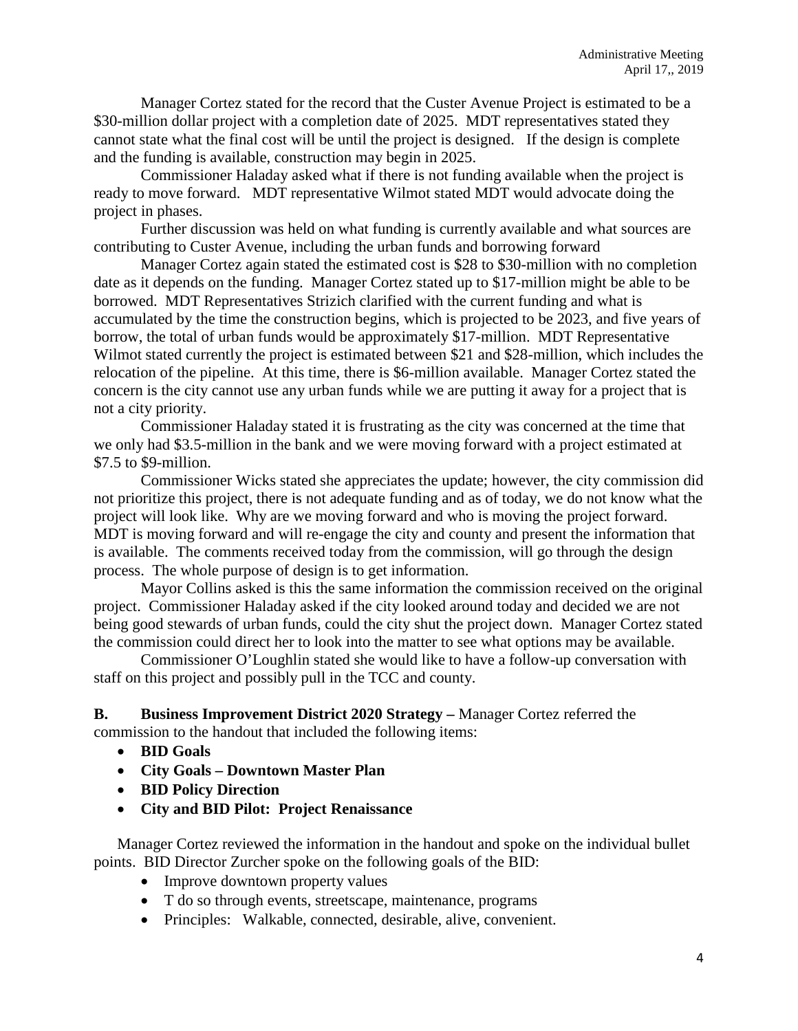Manager Cortez stated for the record that the Custer Avenue Project is estimated to be a \$30-million dollar project with a completion date of 2025. MDT representatives stated they cannot state what the final cost will be until the project is designed. If the design is complete and the funding is available, construction may begin in 2025.

Commissioner Haladay asked what if there is not funding available when the project is ready to move forward. MDT representative Wilmot stated MDT would advocate doing the project in phases.

Further discussion was held on what funding is currently available and what sources are contributing to Custer Avenue, including the urban funds and borrowing forward

Manager Cortez again stated the estimated cost is \$28 to \$30-million with no completion date as it depends on the funding. Manager Cortez stated up to \$17-million might be able to be borrowed. MDT Representatives Strizich clarified with the current funding and what is accumulated by the time the construction begins, which is projected to be 2023, and five years of borrow, the total of urban funds would be approximately \$17-million. MDT Representative Wilmot stated currently the project is estimated between \$21 and \$28-million, which includes the relocation of the pipeline. At this time, there is \$6-million available. Manager Cortez stated the concern is the city cannot use any urban funds while we are putting it away for a project that is not a city priority.

Commissioner Haladay stated it is frustrating as the city was concerned at the time that we only had \$3.5-million in the bank and we were moving forward with a project estimated at \$7.5 to \$9-million.

Commissioner Wicks stated she appreciates the update; however, the city commission did not prioritize this project, there is not adequate funding and as of today, we do not know what the project will look like. Why are we moving forward and who is moving the project forward. MDT is moving forward and will re-engage the city and county and present the information that is available. The comments received today from the commission, will go through the design process. The whole purpose of design is to get information.

Mayor Collins asked is this the same information the commission received on the original project. Commissioner Haladay asked if the city looked around today and decided we are not being good stewards of urban funds, could the city shut the project down. Manager Cortez stated the commission could direct her to look into the matter to see what options may be available.

Commissioner O'Loughlin stated she would like to have a follow-up conversation with staff on this project and possibly pull in the TCC and county.

**B. Business Improvement District 2020 Strategy –** Manager Cortez referred the commission to the handout that included the following items:

- **BID Goals**
- **City Goals – Downtown Master Plan**
- **BID Policy Direction**
- **City and BID Pilot: Project Renaissance**

Manager Cortez reviewed the information in the handout and spoke on the individual bullet points. BID Director Zurcher spoke on the following goals of the BID:

- Improve downtown property values
- T do so through events, streetscape, maintenance, programs
- Principles: Walkable, connected, desirable, alive, convenient.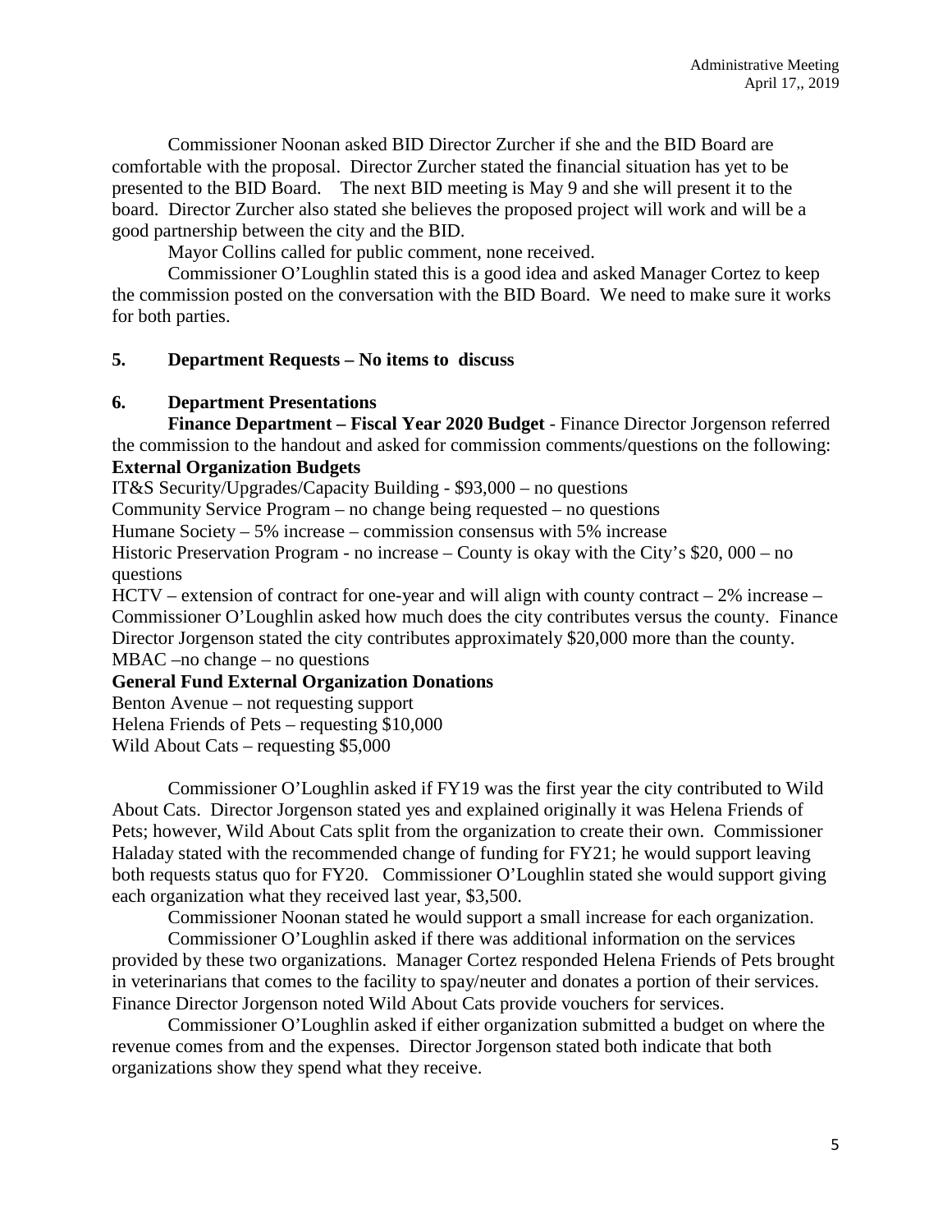Commissioner Noonan asked BID Director Zurcher if she and the BID Board are comfortable with the proposal. Director Zurcher stated the financial situation has yet to be presented to the BID Board. The next BID meeting is May 9 and she will present it to the board. Director Zurcher also stated she believes the proposed project will work and will be a good partnership between the city and the BID.

Mayor Collins called for public comment, none received.

Commissioner O'Loughlin stated this is a good idea and asked Manager Cortez to keep the commission posted on the conversation with the BID Board. We need to make sure it works for both parties.

**5. Department Requests – No items to discuss**

**6. Department Presentations**

**Finance Department – Fiscal Year 2020 Budget** - Finance Director Jorgenson referred the commission to the handout and asked for commission comments/questions on the following:

**External Organization Budgets**

IT&S Security/Upgrades/Capacity Building - $93,000 – no questions

Community Service Program – no change being requested – no questions

Humane Society – 5% increase – commission consensus with 5% increase

Historic Preservation Program - no increase – County is okay with the City's $20, 000 – no questions

HCTV – extension of contract for one-year and will align with county contract – 2% increase – Commissioner O'Loughlin asked how much does the city contributes versus the county. Finance Director Jorgenson stated the city contributes approximately $20,000 more than the county.

MBAC –no change – no questions

**General Fund External Organization Donations**

Benton Avenue – not requesting support

Helena Friends of Pets – requesting $10,000

Wild About Cats – requesting $5,000

Commissioner O'Loughlin asked if FY19 was the first year the city contributed to Wild About Cats. Director Jorgenson stated yes and explained originally it was Helena Friends of Pets; however, Wild About Cats split from the organization to create their own. Commissioner Haladay stated with the recommended change of funding for FY21; he would support leaving both requests status quo for FY20. Commissioner O'Loughlin stated she would support giving each organization what they received last year, $3,500.

Commissioner Noonan stated he would support a small increase for each organization.

Commissioner O'Loughlin asked if there was additional information on the services provided by these two organizations. Manager Cortez responded Helena Friends of Pets brought in veterinarians that comes to the facility to spay/neuter and donates a portion of their services. Finance Director Jorgenson noted Wild About Cats provide vouchers for services.

Commissioner O'Loughlin asked if either organization submitted a budget on where the revenue comes from and the expenses. Director Jorgenson stated both indicate that both organizations show they spend what they receive.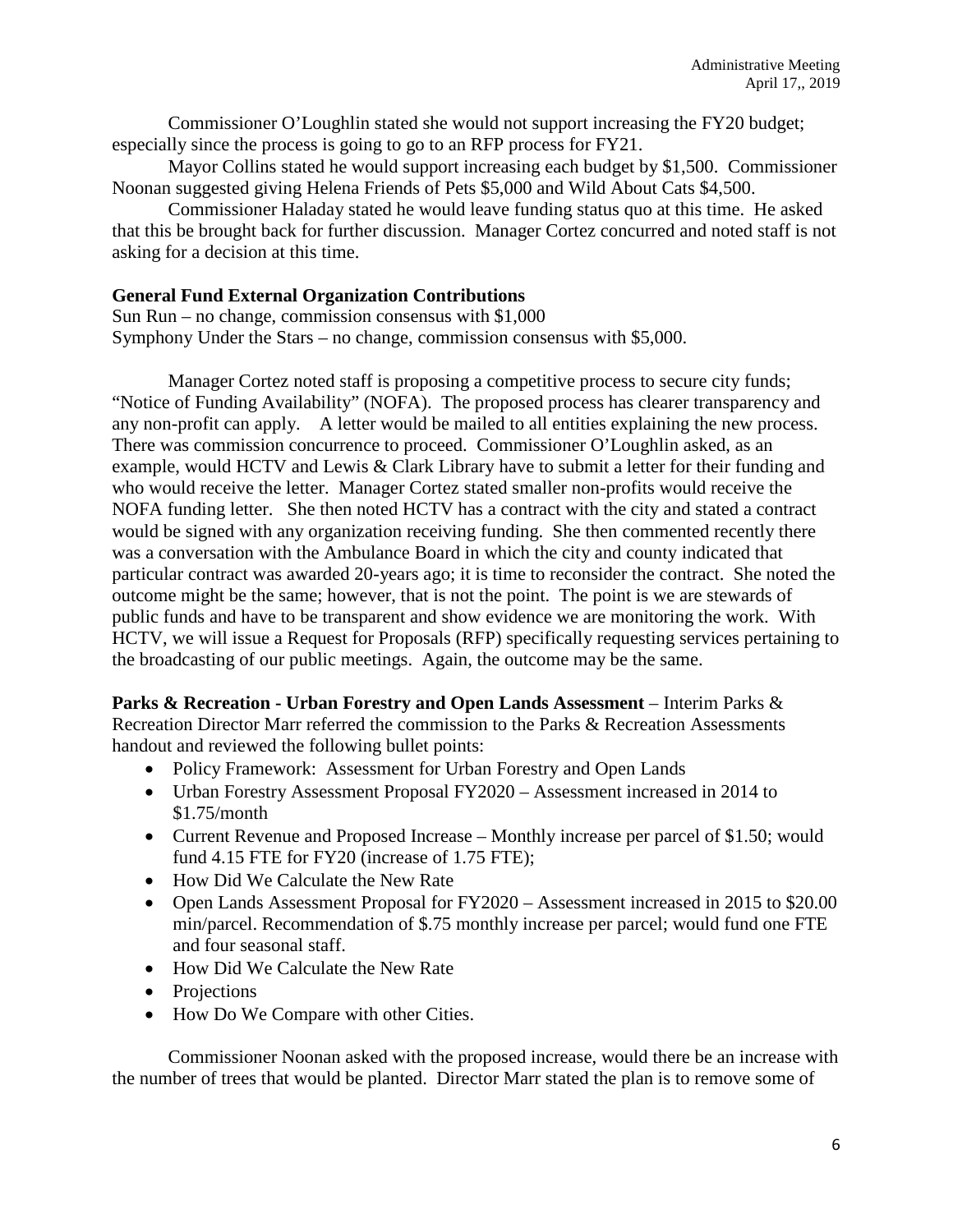Commissioner O'Loughlin stated she would not support increasing the FY20 budget; especially since the process is going to go to an RFP process for FY21.

Mayor Collins stated he would support increasing each budget by $1,500. Commissioner Noonan suggested giving Helena Friends of Pets $5,000 and Wild About Cats $4,500.

Commissioner Haladay stated he would leave funding status quo at this time. He asked that this be brought back for further discussion. Manager Cortez concurred and noted staff is not asking for a decision at this time.

**General Fund External Organization Contributions**
Sun Run – no change, commission consensus with $1,000
Symphony Under the Stars – no change, commission consensus with $5,000.

Manager Cortez noted staff is proposing a competitive process to secure city funds; "Notice of Funding Availability" (NOFA). The proposed process has clearer transparency and any non-profit can apply. A letter would be mailed to all entities explaining the new process. There was commission concurrence to proceed. Commissioner O'Loughlin asked, as an example, would HCTV and Lewis & Clark Library have to submit a letter for their funding and who would receive the letter. Manager Cortez stated smaller non-profits would receive the NOFA funding letter. She then noted HCTV has a contract with the city and stated a contract would be signed with any organization receiving funding. She then commented recently there was a conversation with the Ambulance Board in which the city and county indicated that particular contract was awarded 20-years ago; it is time to reconsider the contract. She noted the outcome might be the same; however, that is not the point. The point is we are stewards of public funds and have to be transparent and show evidence we are monitoring the work. With HCTV, we will issue a Request for Proposals (RFP) specifically requesting services pertaining to the broadcasting of our public meetings. Again, the outcome may be the same.

**Parks & Recreation - Urban Forestry and Open Lands Assessment** – Interim Parks & Recreation Director Marr referred the commission to the Parks & Recreation Assessments handout and reviewed the following bullet points:

- Policy Framework: Assessment for Urban Forestry and Open Lands
- Urban Forestry Assessment Proposal FY2020 – Assessment increased in 2014 to $1.75/month
- Current Revenue and Proposed Increase – Monthly increase per parcel of $1.50; would fund 4.15 FTE for FY20 (increase of 1.75 FTE);
- How Did We Calculate the New Rate
- Open Lands Assessment Proposal for FY2020 – Assessment increased in 2015 to $20.00 min/parcel. Recommendation of $.75 monthly increase per parcel; would fund one FTE and four seasonal staff.
- How Did We Calculate the New Rate
- Projections
- How Do We Compare with other Cities.

Commissioner Noonan asked with the proposed increase, would there be an increase with the number of trees that would be planted. Director Marr stated the plan is to remove some of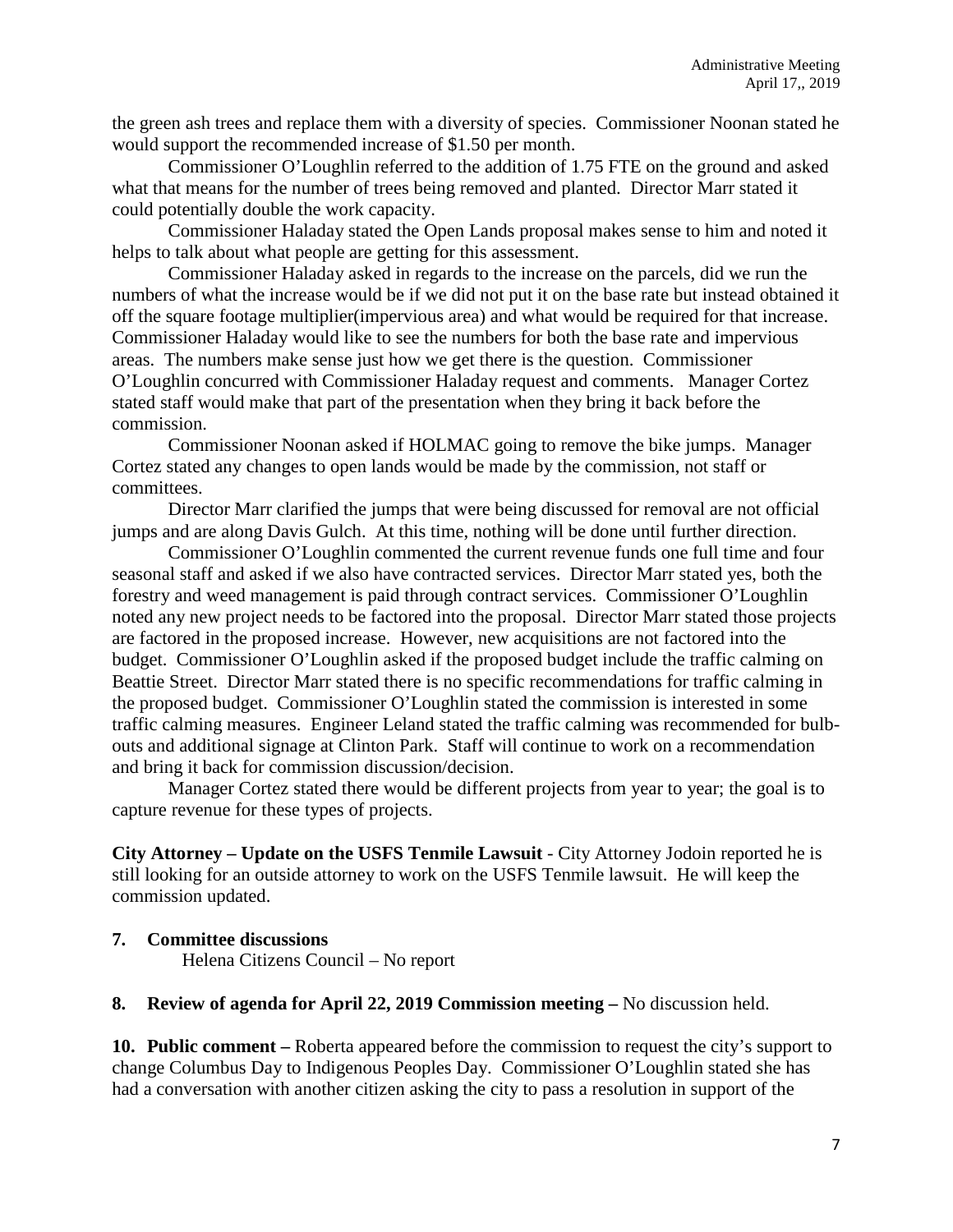the green ash trees and replace them with a diversity of species. Commissioner Noonan stated he would support the recommended increase of $1.50 per month.

Commissioner O'Loughlin referred to the addition of 1.75 FTE on the ground and asked what that means for the number of trees being removed and planted. Director Marr stated it could potentially double the work capacity.

Commissioner Haladay stated the Open Lands proposal makes sense to him and noted it helps to talk about what people are getting for this assessment.

Commissioner Haladay asked in regards to the increase on the parcels, did we run the numbers of what the increase would be if we did not put it on the base rate but instead obtained it off the square footage multiplier(impervious area) and what would be required for that increase. Commissioner Haladay would like to see the numbers for both the base rate and impervious areas. The numbers make sense just how we get there is the question. Commissioner O'Loughlin concurred with Commissioner Haladay request and comments. Manager Cortez stated staff would make that part of the presentation when they bring it back before the commission.

Commissioner Noonan asked if HOLMAC going to remove the bike jumps. Manager Cortez stated any changes to open lands would be made by the commission, not staff or committees.

Director Marr clarified the jumps that were being discussed for removal are not official jumps and are along Davis Gulch. At this time, nothing will be done until further direction.

Commissioner O'Loughlin commented the current revenue funds one full time and four seasonal staff and asked if we also have contracted services. Director Marr stated yes, both the forestry and weed management is paid through contract services. Commissioner O'Loughlin noted any new project needs to be factored into the proposal. Director Marr stated those projects are factored in the proposed increase. However, new acquisitions are not factored into the budget. Commissioner O'Loughlin asked if the proposed budget include the traffic calming on Beattie Street. Director Marr stated there is no specific recommendations for traffic calming in the proposed budget. Commissioner O'Loughlin stated the commission is interested in some traffic calming measures. Engineer Leland stated the traffic calming was recommended for bulb-outs and additional signage at Clinton Park. Staff will continue to work on a recommendation and bring it back for commission discussion/decision.

Manager Cortez stated there would be different projects from year to year; the goal is to capture revenue for these types of projects.

**City Attorney – Update on the USFS Tenmile Lawsuit** - City Attorney Jodoin reported he is still looking for an outside attorney to work on the USFS Tenmile lawsuit. He will keep the commission updated.

**7. Committee discussions**

Helena Citizens Council – No report

**8. Review of agenda for April 22, 2019 Commission meeting –** No discussion held.

**10. Public comment –** Roberta appeared before the commission to request the city's support to change Columbus Day to Indigenous Peoples Day. Commissioner O'Loughlin stated she has had a conversation with another citizen asking the city to pass a resolution in support of the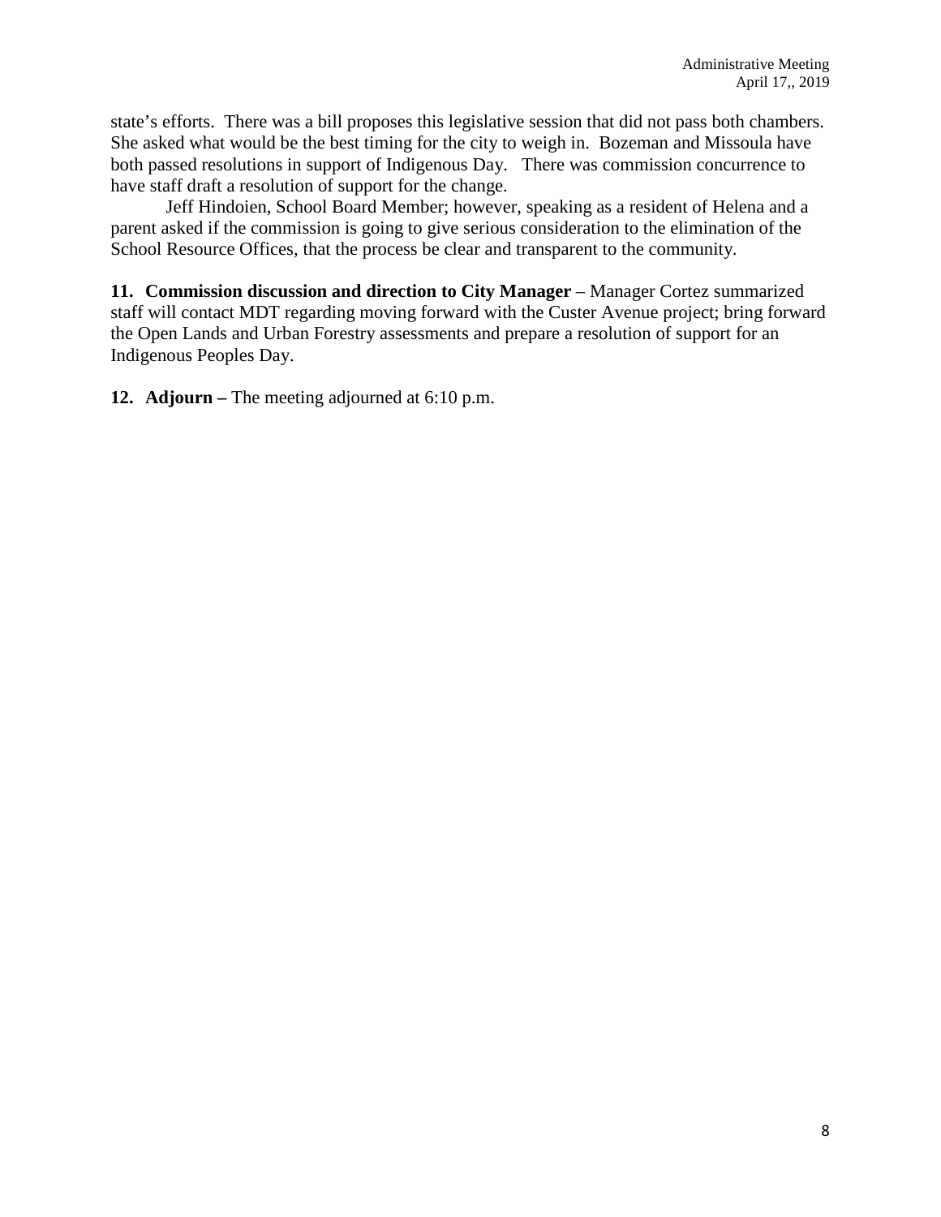state's efforts. There was a bill proposes this legislative session that did not pass both chambers. She asked what would be the best timing for the city to weigh in. Bozeman and Missoula have both passed resolutions in support of Indigenous Day. There was commission concurrence to have staff draft a resolution of support for the change.

Jeff Hindoien, School Board Member; however, speaking as a resident of Helena and a parent asked if the commission is going to give serious consideration to the elimination of the School Resource Offices, that the process be clear and transparent to the community.

**11. Commission discussion and direction to City Manager** – Manager Cortez summarized staff will contact MDT regarding moving forward with the Custer Avenue project; bring forward the Open Lands and Urban Forestry assessments and prepare a resolution of support for an Indigenous Peoples Day.

**12. Adjourn –** The meeting adjourned at 6:10 p.m.